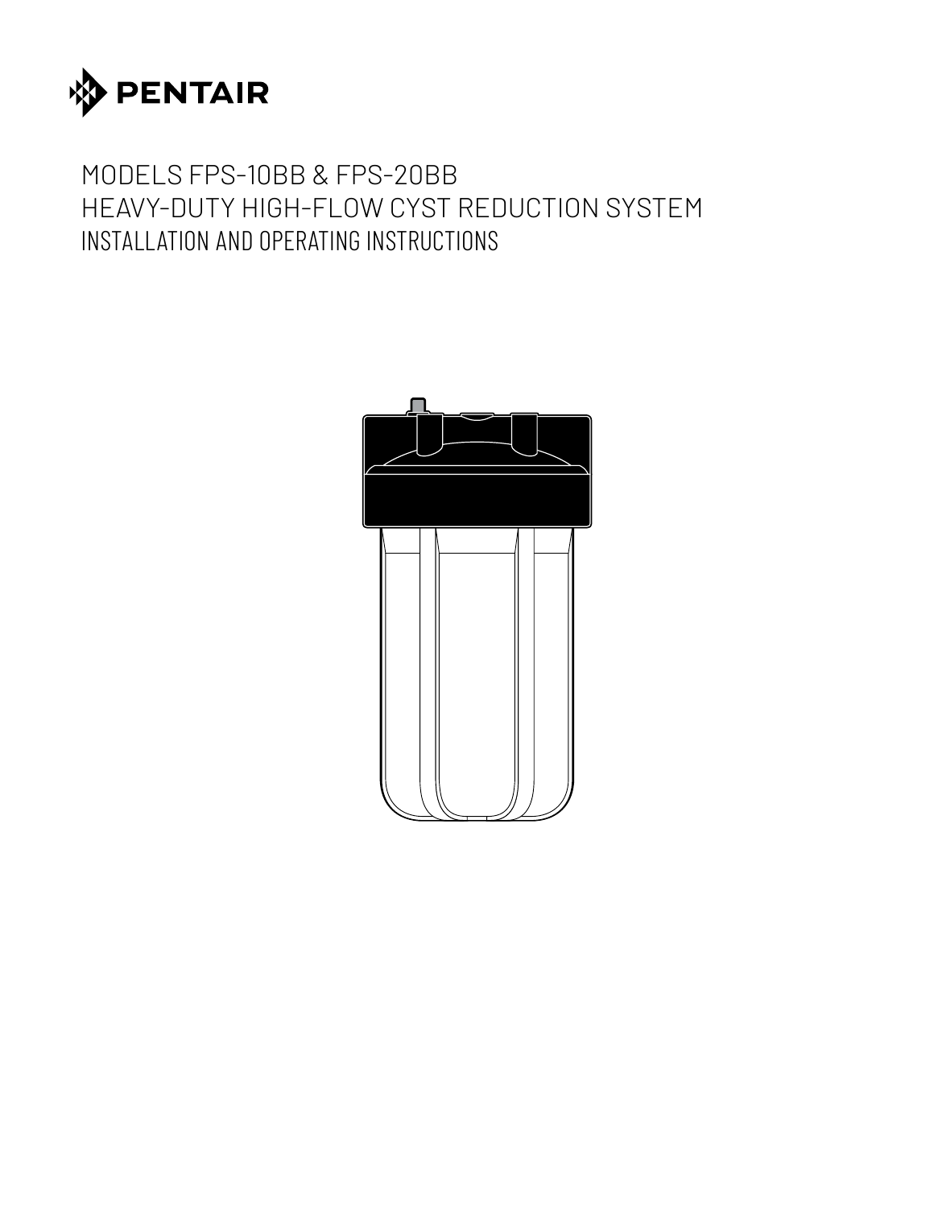PENTAIR

# MODELS FPS-10BB & FPS-20BB
# HEAVY-DUTY HIGH-FLOW CYST REDUCTION SYSTEM
## INSTALLATION AND OPERATING INSTRUCTIONS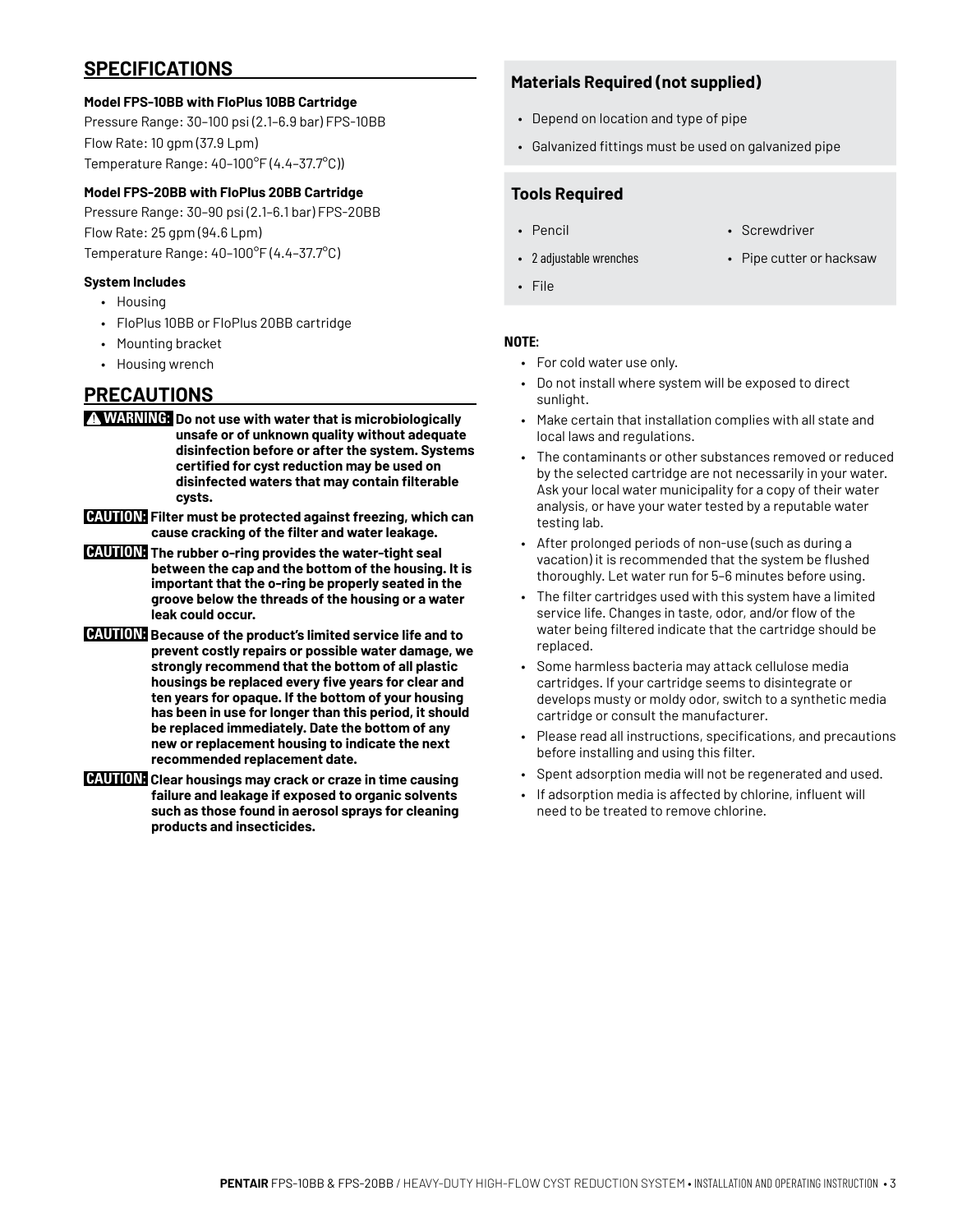## SPECIFICATIONS

**Model FPS-10BB with FloPlus 10BB Cartridge**

Pressure Range: 30–100 psi (2.1–6.9 bar) FPS-10BB

Flow Rate: 10 gpm (37.9 Lpm)

Temperature Range: 40–100°F (4.4–37.7°C))

**Model FPS-20BB with FloPlus 20BB Cartridge**

Pressure Range: 30–90 psi (2.1–6.1 bar) FPS-20BB

Flow Rate: 25 gpm (94.6 Lpm)

Temperature Range: 40–100°F (4.4–37.7°C)

**System Includes**

- Housing
- FloPlus 10BB or FloPlus 20BB cartridge
- Mounting bracket
- Housing wrench

## PRECAUTIONS

**⚠ WARNING: Do not use with water that is microbiologically unsafe or of unknown quality without adequate disinfection before or after the system. Systems certified for cyst reduction may be used on disinfected waters that may contain filterable cysts.**

**CAUTION: Filter must be protected against freezing, which can cause cracking of the filter and water leakage.**

**CAUTION: The rubber o-ring provides the water-tight seal between the cap and the bottom of the housing. It is important that the o-ring be properly seated in the groove below the threads of the housing or a water leak could occur.**

**CAUTION: Because of the product's limited service life and to prevent costly repairs or possible water damage, we strongly recommend that the bottom of all plastic housings be replaced every five years for clear and ten years for opaque. If the bottom of your housing has been in use for longer than this period, it should be replaced immediately. Date the bottom of any new or replacement housing to indicate the next recommended replacement date.**

**CAUTION: Clear housings may crack or craze in time causing failure and leakage if exposed to organic solvents such as those found in aerosol sprays for cleaning products and insecticides.**

### Materials Required (not supplied)

- Depend on location and type of pipe
- Galvanized fittings must be used on galvanized pipe

### Tools Required

- Pencil
- 2 adjustable wrenches
- File
- Screwdriver
- Pipe cutter or hacksaw

**NOTE:**

- For cold water use only.
- Do not install where system will be exposed to direct sunlight.
- Make certain that installation complies with all state and local laws and regulations.
- The contaminants or other substances removed or reduced by the selected cartridge are not necessarily in your water. Ask your local water municipality for a copy of their water analysis, or have your water tested by a reputable water testing lab.
- After prolonged periods of non-use (such as during a vacation) it is recommended that the system be flushed thoroughly. Let water run for 5–6 minutes before using.
- The filter cartridges used with this system have a limited service life. Changes in taste, odor, and/or flow of the water being filtered indicate that the cartridge should be replaced.
- Some harmless bacteria may attack cellulose media cartridges. If your cartridge seems to disintegrate or develops musty or moldy odor, switch to a synthetic media cartridge or consult the manufacturer.
- Please read all instructions, specifications, and precautions before installing and using this filter.
- Spent adsorption media will not be regenerated and used.
- If adsorption media is affected by chlorine, influent will need to be treated to remove chlorine.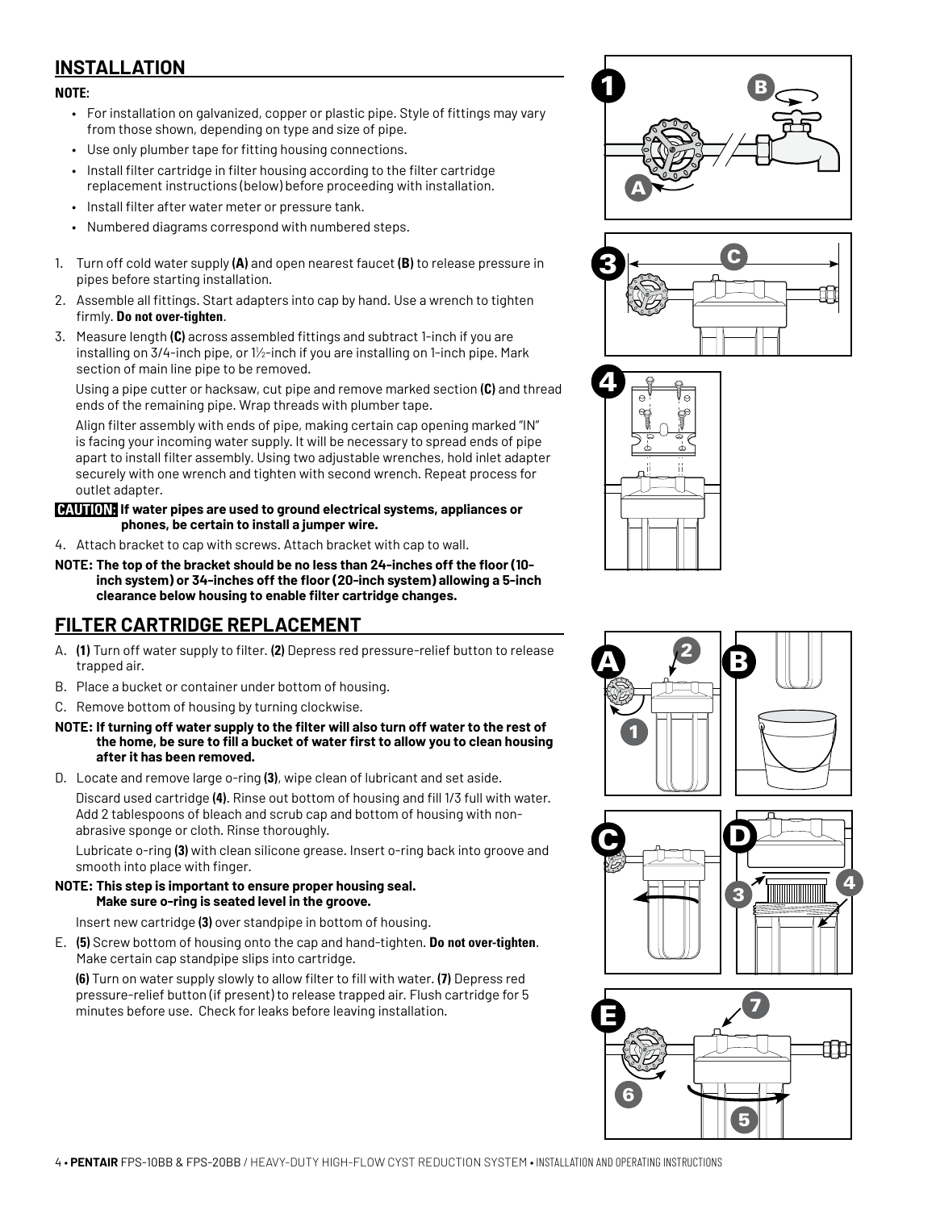## INSTALLATION

**NOTE:**

- For installation on galvanized, copper or plastic pipe. Style of fittings may vary from those shown, depending on type and size of pipe.
- Use only plumber tape for fitting housing connections.
- Install filter cartridge in filter housing according to the filter cartridge replacement instructions (below) before proceeding with installation.
- Install filter after water meter or pressure tank.
- Numbered diagrams correspond with numbered steps.

1. Turn off cold water supply **(A)** and open nearest faucet **(B)** to release pressure in pipes before starting installation.
2. Assemble all fittings. Start adapters into cap by hand. Use a wrench to tighten firmly. **Do not over-tighten**.
3. Measure length **(C)** across assembled fittings and subtract 1-inch if you are installing on 3/4-inch pipe, or 1½-inch if you are installing on 1-inch pipe. Mark section of main line pipe to be removed.

   Using a pipe cutter or hacksaw, cut pipe and remove marked section **(C)** and thread ends of the remaining pipe. Wrap threads with plumber tape.

   Align filter assembly with ends of pipe, making certain cap opening marked "IN" is facing your incoming water supply. It will be necessary to spread ends of pipe apart to install filter assembly. Using two adjustable wrenches, hold inlet adapter securely with one wrench and tighten with second wrench. Repeat process for outlet adapter.

**CAUTION: If water pipes are used to ground electrical systems, appliances or phones, be certain to install a jumper wire.**

4. Attach bracket to cap with screws. Attach bracket with cap to wall.

**NOTE: The top of the bracket should be no less than 24-inches off the floor (10-inch system) or 34-inches off the floor (20-inch system) allowing a 5-inch clearance below housing to enable filter cartridge changes.**

## FILTER CARTRIDGE REPLACEMENT

A. **(1)** Turn off water supply to filter. **(2)** Depress red pressure-relief button to release trapped air.

B. Place a bucket or container under bottom of housing.

C. Remove bottom of housing by turning clockwise.

**NOTE: If turning off water supply to the filter will also turn off water to the rest of the home, be sure to fill a bucket of water first to allow you to clean housing after it has been removed.**

D. Locate and remove large o-ring **(3)**, wipe clean of lubricant and set aside.

   Discard used cartridge **(4)**. Rinse out bottom of housing and fill 1/3 full with water. Add 2 tablespoons of bleach and scrub cap and bottom of housing with non-abrasive sponge or cloth. Rinse thoroughly.

   Lubricate o-ring **(3)** with clean silicone grease. Insert o-ring back into groove and smooth into place with finger.

**NOTE: This step is important to ensure proper housing seal. Make sure o-ring is seated level in the groove.**

   Insert new cartridge **(3)** over standpipe in bottom of housing.

E. **(5)** Screw bottom of housing onto the cap and hand-tighten. **Do not over-tighten**. Make certain cap standpipe slips into cartridge.

   **(6)** Turn on water supply slowly to allow filter to fill with water. **(7)** Depress red pressure-relief button (if present) to release trapped air. Flush cartridge for 5 minutes before use. Check for leaks before leaving installation.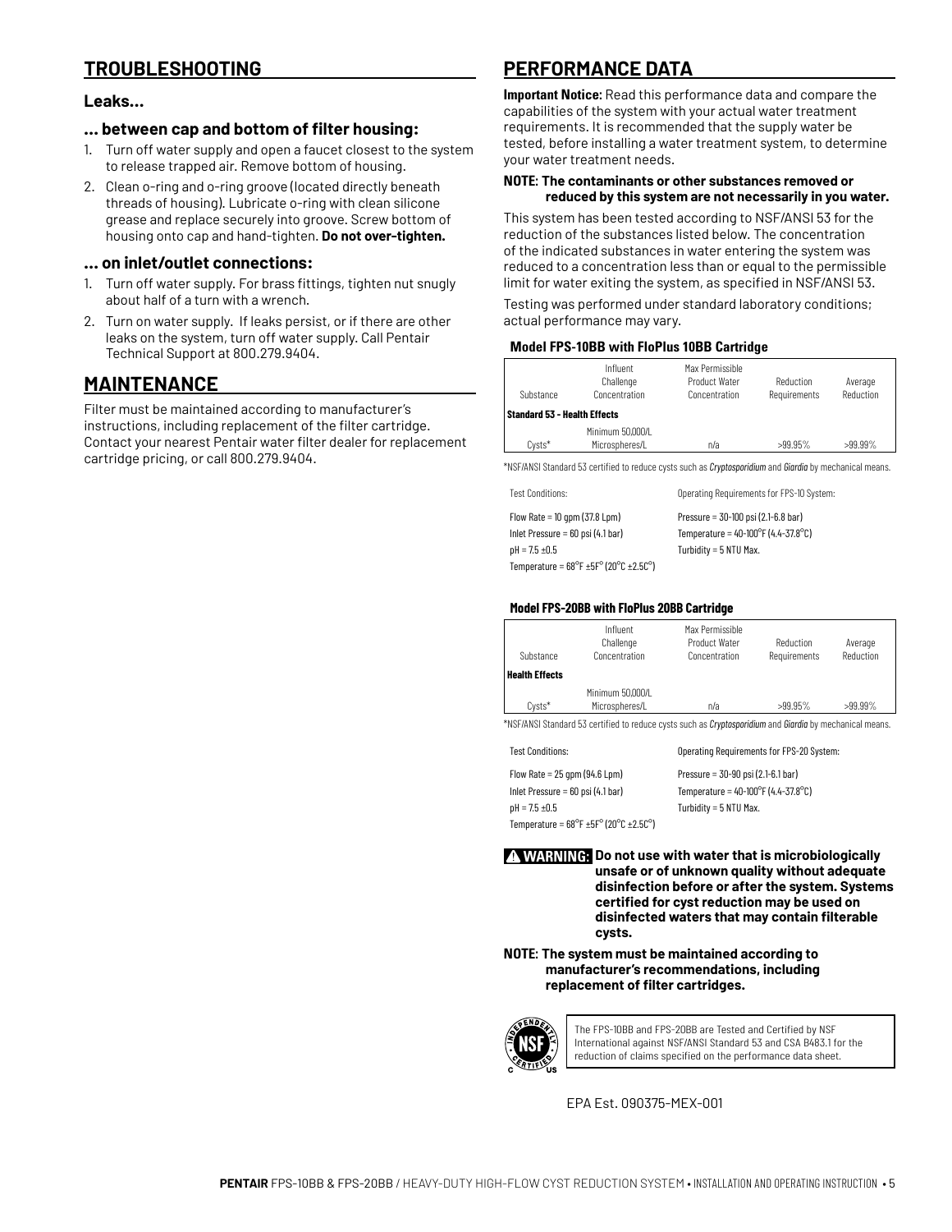## TROUBLESHOOTING

### Leaks...

#### ... between cap and bottom of filter housing:

1. Turn off water supply and open a faucet closest to the system to release trapped air. Remove bottom of housing.
2. Clean o-ring and o-ring groove (located directly beneath threads of housing). Lubricate o-ring with clean silicone grease and replace securely into groove. Screw bottom of housing onto cap and hand-tighten. **Do not over-tighten.**

#### ... on inlet/outlet connections:

1. Turn off water supply. For brass fittings, tighten nut snugly about half of a turn with a wrench.
2. Turn on water supply. If leaks persist, or if there are other leaks on the system, turn off water supply. Call Pentair Technical Support at 800.279.9404.

## MAINTENANCE

Filter must be maintained according to manufacturer's instructions, including replacement of the filter cartridge. Contact your nearest Pentair water filter dealer for replacement cartridge pricing, or call 800.279.9404.

## PERFORMANCE DATA

**Important Notice:** Read this performance data and compare the capabilities of the system with your actual water treatment requirements. It is recommended that the supply water be tested, before installing a water treatment system, to determine your water treatment needs.

**NOTE: The contaminants or other substances removed or reduced by this system are not necessarily in you water.**

This system has been tested according to NSF/ANSI 53 for the reduction of the substances listed below. The concentration of the indicated substances in water entering the system was reduced to a concentration less than or equal to the permissible limit for water exiting the system, as specified in NSF/ANSI 53.

Testing was performed under standard laboratory conditions; actual performance may vary.

**Model FPS-10BB with FloPlus 10BB Cartridge**

| Substance | Influent Challenge Concentration | Max Permissible Product Water Concentration | Reduction Requirements | Average Reduction |
|---|---|---|---|---|
| **Standard 53 - Health Effects** | | | | |
| Cysts* | Minimum 50,000/L Microspheres/L | n/a | >99.95% | >99.99% |

*NSF/ANSI Standard 53 certified to reduce cysts such as *Cryptosporidium* and *Giardia* by mechanical means.

| Test Conditions: | Operating Requirements for FPS-10 System: |
|---|---|
| Flow Rate = 10 gpm (37.8 Lpm) | Pressure = 30-100 psi (2.1-6.8 bar) |
| Inlet Pressure = 60 psi (4.1 bar) | Temperature = 40-100°F (4.4-37.8°C) |
| pH = 7.5 ±0.5 | Turbidity = 5 NTU Max. |
| Temperature = 68°F ±5F° (20°C ±2.5C°) | |

**Model FPS-20BB with FloPlus 20BB Cartridge**

| Substance | Influent Challenge Concentration | Max Permissible Product Water Concentration | Reduction Requirements | Average Reduction |
|---|---|---|---|---|
| **Health Effects** | | | | |
| Cysts* | Minimum 50,000/L Microspheres/L | n/a | >99.95% | >99.99% |

*NSF/ANSI Standard 53 certified to reduce cysts such as *Cryptosporidium* and *Giardia* by mechanical means.

| Test Conditions: | Operating Requirements for FPS-20 System: |
|---|---|
| Flow Rate = 25 gpm (94.6 Lpm) | Pressure = 30-90 psi (2.1-6.1 bar) |
| Inlet Pressure = 60 psi (4.1 bar) | Temperature = 40-100°F (4.4-37.8°C) |
| pH = 7.5 ±0.5 | Turbidity = 5 NTU Max. |
| Temperature = 68°F ±5F° (20°C ±2.5C°) | |

**⚠ WARNING: Do not use with water that is microbiologically unsafe or of unknown quality without adequate disinfection before or after the system. Systems certified for cyst reduction may be used on disinfected waters that may contain filterable cysts.**

**NOTE: The system must be maintained according to manufacturer's recommendations, including replacement of filter cartridges.**

INDEPENDENTLY CERTIFIED NSF C US

The FPS-10BB and FPS-20BB are Tested and Certified by NSF International against NSF/ANSI Standard 53 and CSA B483.1 for the reduction of claims specified on the performance data sheet.

EPA Est. 090375-MEX-001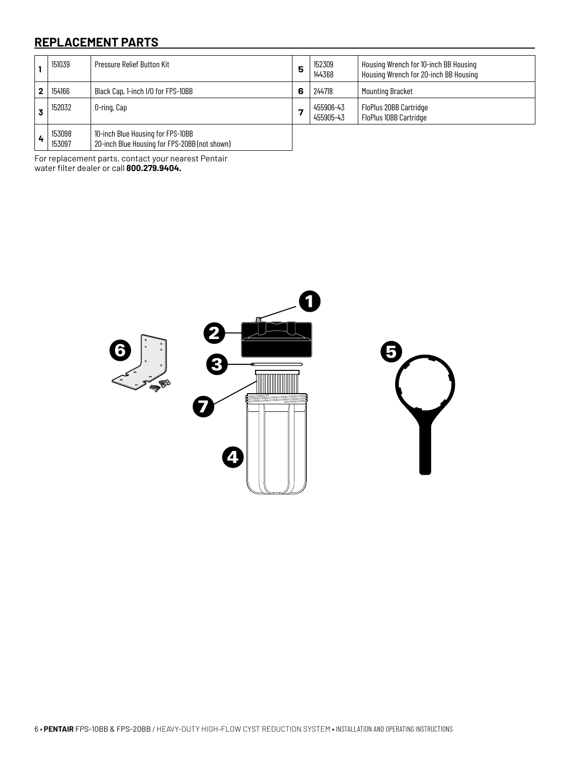## REPLACEMENT PARTS

| | | | | | |
|---|---|---|---|---|---|
| **1** | 151039 | Pressure Relief Button Kit | **5** | 152309<br>144368 | Housing Wrench for 10-inch BB Housing<br>Housing Wrench for 20-inch BB Housing |
| **2** | 154166 | Black Cap, 1-inch I/O for FPS-10BB | **6** | 244718 | Mounting Bracket |
| **3** | 152032 | O-ring, Cap | **7** | 455906-43<br>455905-43 | FloPlus 20BB Cartridge<br>FloPlus 10BB Cartridge |
| **4** | 153098<br>153097 | 10-inch Blue Housing for FPS-10BB<br>20-inch Blue Housing for FPS-20BB (not shown) | | | |

For replacement parts, contact your nearest Pentair water filter dealer or call **800.279.9404.**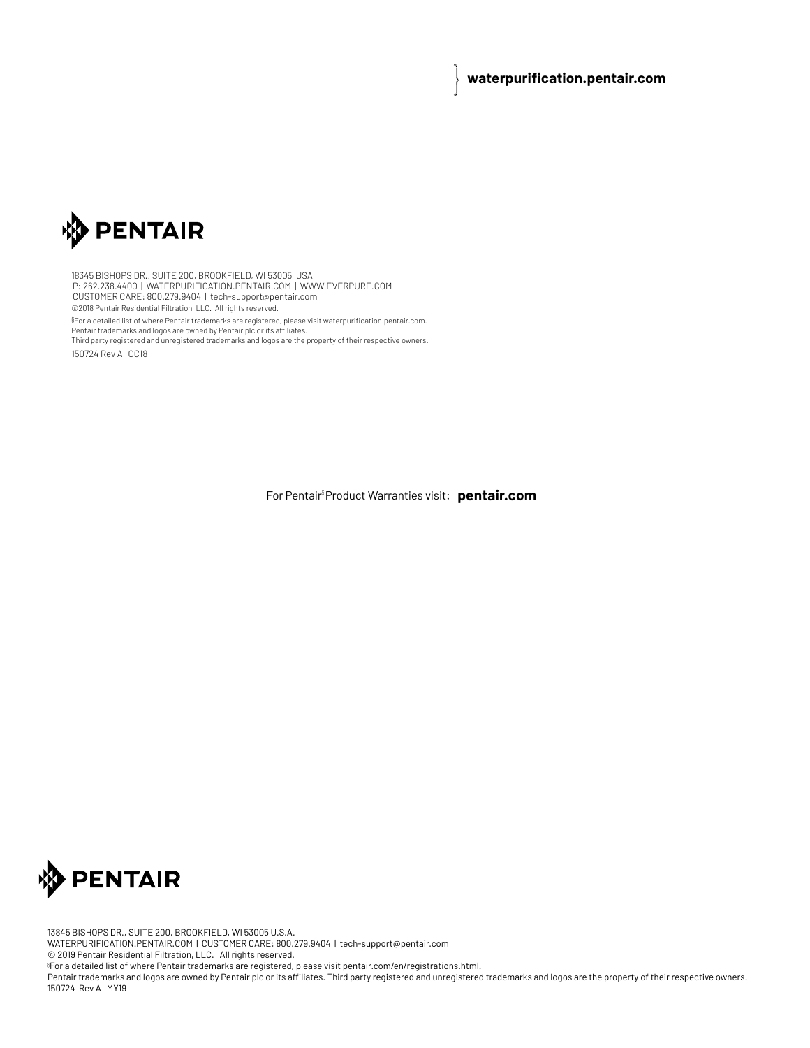waterpurification.pentair.com

PENTAIR

18345 BISHOPS DR., SUITE 200, BROOKFIELD, WI 53005 USA
P: 262.238.4400 | WATERPURIFICATION.PENTAIR.COM | WWW.EVERPURE.COM
CUSTOMER CARE: 800.279.9404 | tech-support@pentair.com
©2018 Pentair Residential Filtration, LLC. All rights reserved.

§For a detailed list of where Pentair trademarks are registered, please visit waterpurification.pentair.com.
Pentair trademarks and logos are owned by Pentair plc or its affiliates.
Third party registered and unregistered trademarks and logos are the property of their respective owners.

150724 Rev A OC18

For Pentair§ Product Warranties visit: **pentair.com**

PENTAIR

13845 BISHOPS DR., SUITE 200, BROOKFIELD, WI 53005 U.S.A.
WATERPURIFICATION.PENTAIR.COM | CUSTOMER CARE: 800.279.9404 | tech-support@pentair.com
© 2019 Pentair Residential Filtration, LLC. All rights reserved.
§For a detailed list of where Pentair trademarks are registered, please visit pentair.com/en/registrations.html.
Pentair trademarks and logos are owned by Pentair plc or its affiliates. Third party registered and unregistered trademarks and logos are the property of their respective owners.
150724 Rev A MY19